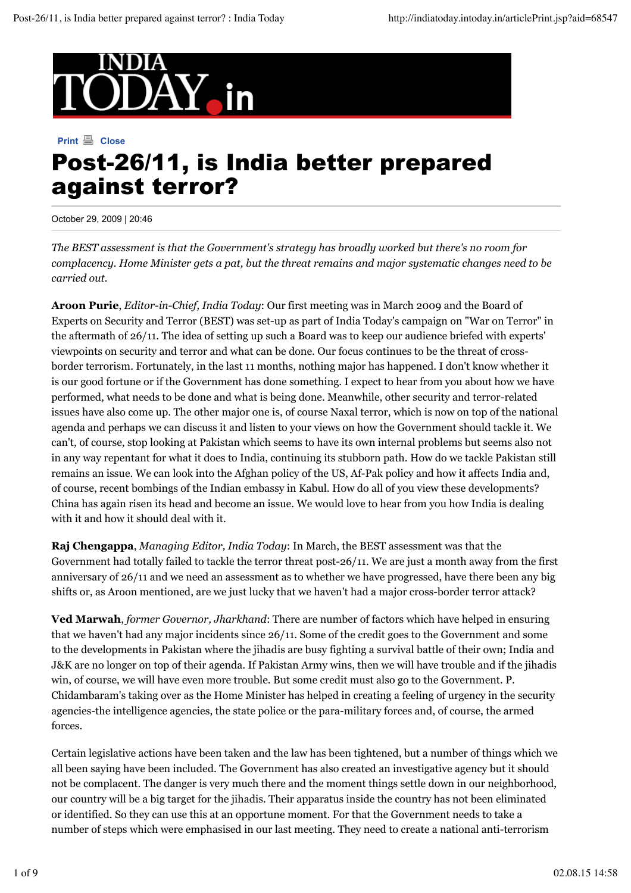# Post-26/11, is India better prepared against terror?

October 29, 2009 | 20:46

*The BEST assessment is that the Government's strategy has broadly worked but there's no room for complacency. Home Minister gets a pat, but the threat remains and major systematic changes need to be carried out.*

**Aroon Purie**, *Editor-in-Chief, India Today*: Our first meeting was in March 2009 and the Board of Experts on Security and Terror (BEST) was set-up as part of India Today's campaign on "War on Terror" in the aftermath of 26/11. The idea of setting up such a Board was to keep our audience briefed with experts' viewpoints on security and terror and what can be done. Our focus continues to be the threat of cross-border terrorism. Fortunately, in the last 11 months, nothing major has happened. I don't know whether it is our good fortune or if the Government has done something. I expect to hear from you about how we have performed, what needs to be done and what is being done. Meanwhile, other security and terror-related issues have also come up. The other major one is, of course Naxal terror, which is now on top of the national agenda and perhaps we can discuss it and listen to your views on how the Government should tackle it. We can't, of course, stop looking at Pakistan which seems to have its own internal problems but seems also not in any way repentant for what it does to India, continuing its stubborn path. How do we tackle Pakistan still remains an issue. We can look into the Afghan policy of the US, Af-Pak policy and how it affects India and, of course, recent bombings of the Indian embassy in Kabul. How do all of you view these developments? China has again risen its head and become an issue. We would love to hear from you how India is dealing with it and how it should deal with it.

**Raj Chengappa**, *Managing Editor, India Today*: In March, the BEST assessment was that the Government had totally failed to tackle the terror threat post-26/11. We are just a month away from the first anniversary of 26/11 and we need an assessment as to whether we have progressed, have there been any big shifts or, as Aroon mentioned, are we just lucky that we haven't had a major cross-border terror attack?

**Ved Marwah**, *former Governor, Jharkhand*: There are number of factors which have helped in ensuring that we haven't had any major incidents since 26/11. Some of the credit goes to the Government and some to the developments in Pakistan where the jihadis are busy fighting a survival battle of their own; India and J&K are no longer on top of their agenda. If Pakistan Army wins, then we will have trouble and if the jihadis win, of course, we will have even more trouble. But some credit must also go to the Government. P. Chidambaram's taking over as the Home Minister has helped in creating a feeling of urgency in the security agencies-the intelligence agencies, the state police or the para-military forces and, of course, the armed forces.

Certain legislative actions have been taken and the law has been tightened, but a number of things which we all been saying have been included. The Government has also created an investigative agency but it should not be complacent. The danger is very much there and the moment things settle down in our neighborhood, our country will be a big target for the jihadis. Their apparatus inside the country has not been eliminated or identified. So they can use this at an opportune moment. For that the Government needs to take a number of steps which were emphasised in our last meeting. They need to create a national anti-terrorism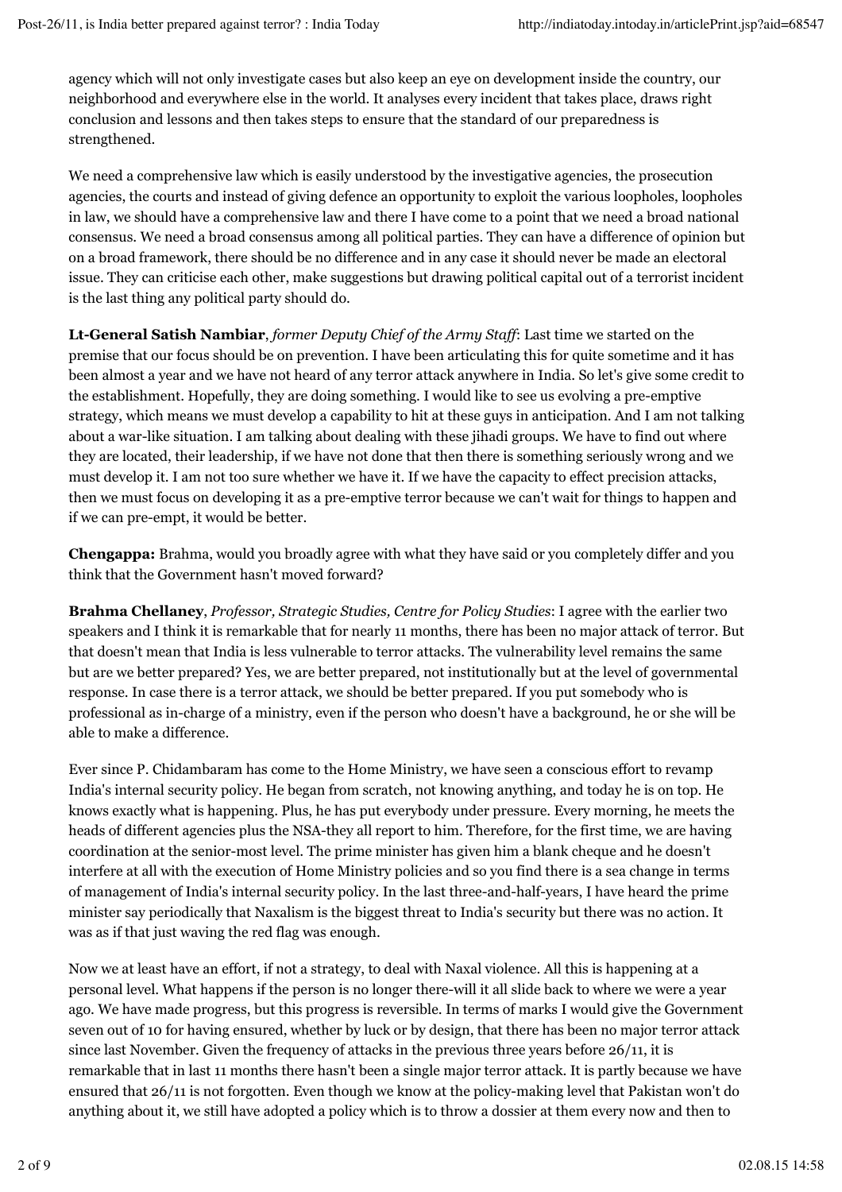agency which will not only investigate cases but also keep an eye on development inside the country, our neighborhood and everywhere else in the world. It analyses every incident that takes place, draws right conclusion and lessons and then takes steps to ensure that the standard of our preparedness is strengthened.

We need a comprehensive law which is easily understood by the investigative agencies, the prosecution agencies, the courts and instead of giving defence an opportunity to exploit the various loopholes, loopholes in law, we should have a comprehensive law and there I have come to a point that we need a broad national consensus. We need a broad consensus among all political parties. They can have a difference of opinion but on a broad framework, there should be no difference and in any case it should never be made an electoral issue. They can criticise each other, make suggestions but drawing political capital out of a terrorist incident is the last thing any political party should do.

**Lt-General Satish Nambiar**, *former Deputy Chief of the Army Staff*: Last time we started on the premise that our focus should be on prevention. I have been articulating this for quite sometime and it has been almost a year and we have not heard of any terror attack anywhere in India. So let's give some credit to the establishment. Hopefully, they are doing something. I would like to see us evolving a pre-emptive strategy, which means we must develop a capability to hit at these guys in anticipation. And I am not talking about a war-like situation. I am talking about dealing with these jihadi groups. We have to find out where they are located, their leadership, if we have not done that then there is something seriously wrong and we must develop it. I am not too sure whether we have it. If we have the capacity to effect precision attacks, then we must focus on developing it as a pre-emptive terror because we can't wait for things to happen and if we can pre-empt, it would be better.

**Chengappa:** Brahma, would you broadly agree with what they have said or you completely differ and you think that the Government hasn't moved forward?

**Brahma Chellaney**, *Professor, Strategic Studies, Centre for Policy Studies*: I agree with the earlier two speakers and I think it is remarkable that for nearly 11 months, there has been no major attack of terror. But that doesn't mean that India is less vulnerable to terror attacks. The vulnerability level remains the same but are we better prepared? Yes, we are better prepared, not institutionally but at the level of governmental response. In case there is a terror attack, we should be better prepared. If you put somebody who is professional as in-charge of a ministry, even if the person who doesn't have a background, he or she will be able to make a difference.

Ever since P. Chidambaram has come to the Home Ministry, we have seen a conscious effort to revamp India's internal security policy. He began from scratch, not knowing anything, and today he is on top. He knows exactly what is happening. Plus, he has put everybody under pressure. Every morning, he meets the heads of different agencies plus the NSA-they all report to him. Therefore, for the first time, we are having coordination at the senior-most level. The prime minister has given him a blank cheque and he doesn't interfere at all with the execution of Home Ministry policies and so you find there is a sea change in terms of management of India's internal security policy. In the last three-and-half-years, I have heard the prime minister say periodically that Naxalism is the biggest threat to India's security but there was no action. It was as if that just waving the red flag was enough.

Now we at least have an effort, if not a strategy, to deal with Naxal violence. All this is happening at a personal level. What happens if the person is no longer there-will it all slide back to where we were a year ago. We have made progress, but this progress is reversible. In terms of marks I would give the Government seven out of 10 for having ensured, whether by luck or by design, that there has been no major terror attack since last November. Given the frequency of attacks in the previous three years before 26/11, it is remarkable that in last 11 months there hasn't been a single major terror attack. It is partly because we have ensured that 26/11 is not forgotten. Even though we know at the policy-making level that Pakistan won't do anything about it, we still have adopted a policy which is to throw a dossier at them every now and then to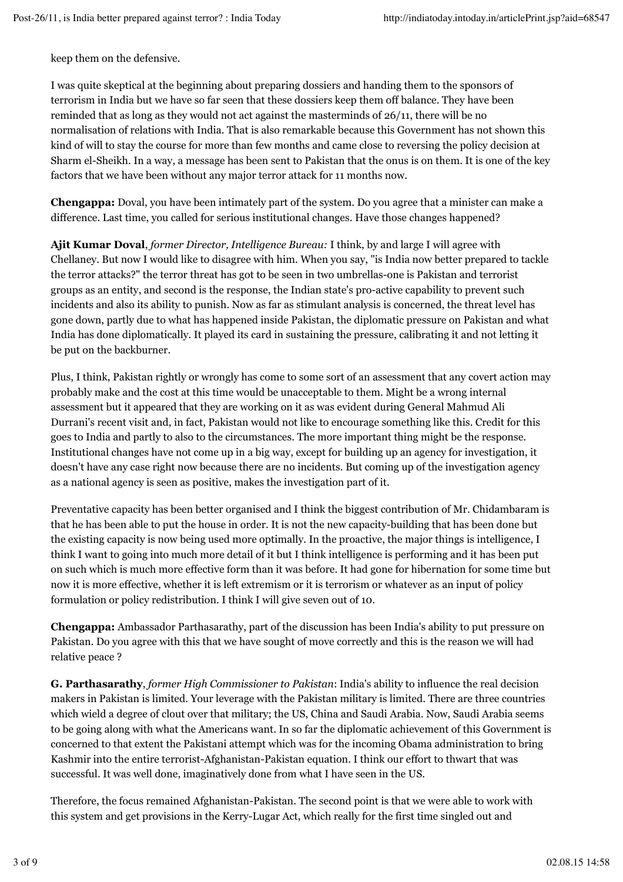keep them on the defensive.

I was quite skeptical at the beginning about preparing dossiers and handing them to the sponsors of terrorism in India but we have so far seen that these dossiers keep them off balance. They have been reminded that as long as they would not act against the masterminds of 26/11, there will be no normalisation of relations with India. That is also remarkable because this Government has not shown this kind of will to stay the course for more than few months and came close to reversing the policy decision at Sharm el-Sheikh. In a way, a message has been sent to Pakistan that the onus is on them. It is one of the key factors that we have been without any major terror attack for 11 months now.

**Chengappa:** Doval, you have been intimately part of the system. Do you agree that a minister can make a difference. Last time, you called for serious institutional changes. Have those changes happened?

**Ajit Kumar Doval**, *former Director, Intelligence Bureau:* I think, by and large I will agree with Chellaney. But now I would like to disagree with him. When you say, "is India now better prepared to tackle the terror attacks?" the terror threat has got to be seen in two umbrellas-one is Pakistan and terrorist groups as an entity, and second is the response, the Indian state's pro-active capability to prevent such incidents and also its ability to punish. Now as far as stimulant analysis is concerned, the threat level has gone down, partly due to what has happened inside Pakistan, the diplomatic pressure on Pakistan and what India has done diplomatically. It played its card in sustaining the pressure, calibrating it and not letting it be put on the backburner.

Plus, I think, Pakistan rightly or wrongly has come to some sort of an assessment that any covert action may probably make and the cost at this time would be unacceptable to them. Might be a wrong internal assessment but it appeared that they are working on it as was evident during General Mahmud Ali Durrani's recent visit and, in fact, Pakistan would not like to encourage something like this. Credit for this goes to India and partly to also to the circumstances. The more important thing might be the response. Institutional changes have not come up in a big way, except for building up an agency for investigation, it doesn't have any case right now because there are no incidents. But coming up of the investigation agency as a national agency is seen as positive, makes the investigation part of it.

Preventative capacity has been better organised and I think the biggest contribution of Mr. Chidambaram is that he has been able to put the house in order. It is not the new capacity-building that has been done but the existing capacity is now being used more optimally. In the proactive, the major things is intelligence, I think I want to going into much more detail of it but I think intelligence is performing and it has been put on such which is much more effective form than it was before. It had gone for hibernation for some time but now it is more effective, whether it is left extremism or it is terrorism or whatever as an input of policy formulation or policy redistribution. I think I will give seven out of 10.

**Chengappa:** Ambassador Parthasarathy, part of the discussion has been India's ability to put pressure on Pakistan. Do you agree with this that we have sought of move correctly and this is the reason we will had relative peace ?

**G. Parthasarathy**, *former High Commissioner to Pakistan*: India's ability to influence the real decision makers in Pakistan is limited. Your leverage with the Pakistan military is limited. There are three countries which wield a degree of clout over that military; the US, China and Saudi Arabia. Now, Saudi Arabia seems to be going along with what the Americans want. In so far the diplomatic achievement of this Government is concerned to that extent the Pakistani attempt which was for the incoming Obama administration to bring Kashmir into the entire terrorist-Afghanistan-Pakistan equation. I think our effort to thwart that was successful. It was well done, imaginatively done from what I have seen in the US.

Therefore, the focus remained Afghanistan-Pakistan. The second point is that we were able to work with this system and get provisions in the Kerry-Lugar Act, which really for the first time singled out and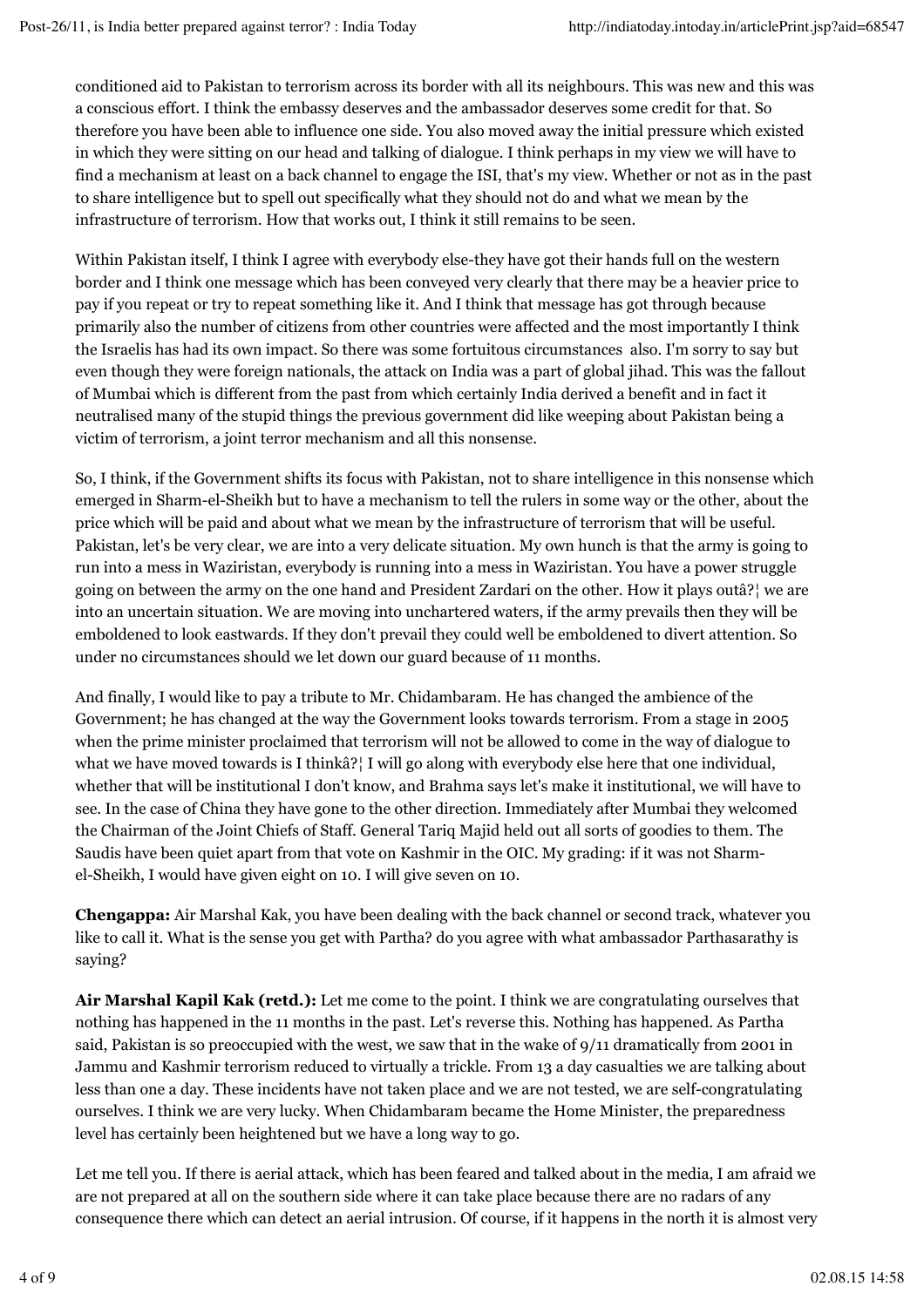conditioned aid to Pakistan to terrorism across its border with all its neighbours. This was new and this was a conscious effort. I think the embassy deserves and the ambassador deserves some credit for that. So therefore you have been able to influence one side. You also moved away the initial pressure which existed in which they were sitting on our head and talking of dialogue. I think perhaps in my view we will have to find a mechanism at least on a back channel to engage the ISI, that's my view. Whether or not as in the past to share intelligence but to spell out specifically what they should not do and what we mean by the infrastructure of terrorism. How that works out, I think it still remains to be seen.

Within Pakistan itself, I think I agree with everybody else-they have got their hands full on the western border and I think one message which has been conveyed very clearly that there may be a heavier price to pay if you repeat or try to repeat something like it. And I think that message has got through because primarily also the number of citizens from other countries were affected and the most importantly I think the Israelis has had its own impact. So there was some fortuitous circumstances also. I'm sorry to say but even though they were foreign nationals, the attack on India was a part of global jihad. This was the fallout of Mumbai which is different from the past from which certainly India derived a benefit and in fact it neutralised many of the stupid things the previous government did like weeping about Pakistan being a victim of terrorism, a joint terror mechanism and all this nonsense.

So, I think, if the Government shifts its focus with Pakistan, not to share intelligence in this nonsense which emerged in Sharm-el-Sheikh but to have a mechanism to tell the rulers in some way or the other, about the price which will be paid and about what we mean by the infrastructure of terrorism that will be useful. Pakistan, let's be very clear, we are into a very delicate situation. My own hunch is that the army is going to run into a mess in Waziristan, everybody is running into a mess in Waziristan. You have a power struggle going on between the army on the one hand and President Zardari on the other. How it plays outâ?¦ we are into an uncertain situation. We are moving into unchartered waters, if the army prevails then they will be emboldened to look eastwards. If they don't prevail they could well be emboldened to divert attention. So under no circumstances should we let down our guard because of 11 months.

And finally, I would like to pay a tribute to Mr. Chidambaram. He has changed the ambience of the Government; he has changed at the way the Government looks towards terrorism. From a stage in 2005 when the prime minister proclaimed that terrorism will not be allowed to come in the way of dialogue to what we have moved towards is I thinkâ?¦ I will go along with everybody else here that one individual, whether that will be institutional I don't know, and Brahma says let's make it institutional, we will have to see. In the case of China they have gone to the other direction. Immediately after Mumbai they welcomed the Chairman of the Joint Chiefs of Staff. General Tariq Majid held out all sorts of goodies to them. The Saudis have been quiet apart from that vote on Kashmir in the OIC. My grading: if it was not Sharm-el-Sheikh, I would have given eight on 10. I will give seven on 10.

**Chengappa:** Air Marshal Kak, you have been dealing with the back channel or second track, whatever you like to call it. What is the sense you get with Partha? do you agree with what ambassador Parthasarathy is saying?

**Air Marshal Kapil Kak (retd.):** Let me come to the point. I think we are congratulating ourselves that nothing has happened in the 11 months in the past. Let's reverse this. Nothing has happened. As Partha said, Pakistan is so preoccupied with the west, we saw that in the wake of 9/11 dramatically from 2001 in Jammu and Kashmir terrorism reduced to virtually a trickle. From 13 a day casualties we are talking about less than one a day. These incidents have not taken place and we are not tested, we are self-congratulating ourselves. I think we are very lucky. When Chidambaram became the Home Minister, the preparedness level has certainly been heightened but we have a long way to go.

Let me tell you. If there is aerial attack, which has been feared and talked about in the media, I am afraid we are not prepared at all on the southern side where it can take place because there are no radars of any consequence there which can detect an aerial intrusion. Of course, if it happens in the north it is almost very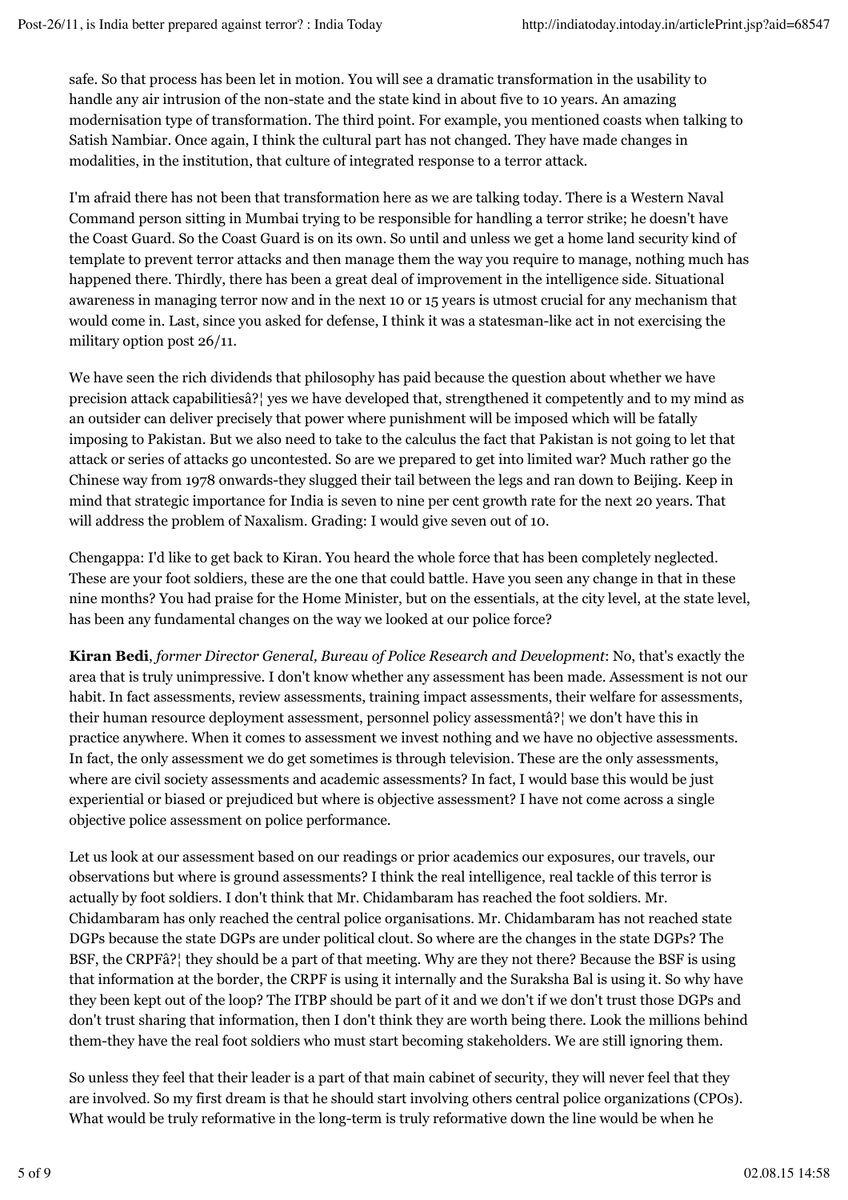safe. So that process has been let in motion. You will see a dramatic transformation in the usability to handle any air intrusion of the non-state and the state kind in about five to 10 years. An amazing modernisation type of transformation. The third point. For example, you mentioned coasts when talking to Satish Nambiar. Once again, I think the cultural part has not changed. They have made changes in modalities, in the institution, that culture of integrated response to a terror attack.

I'm afraid there has not been that transformation here as we are talking today. There is a Western Naval Command person sitting in Mumbai trying to be responsible for handling a terror strike; he doesn't have the Coast Guard. So the Coast Guard is on its own. So until and unless we get a home land security kind of template to prevent terror attacks and then manage them the way you require to manage, nothing much has happened there. Thirdly, there has been a great deal of improvement in the intelligence side. Situational awareness in managing terror now and in the next 10 or 15 years is utmost crucial for any mechanism that would come in. Last, since you asked for defense, I think it was a statesman-like act in not exercising the military option post 26/11.

We have seen the rich dividends that philosophy has paid because the question about whether we have precision attack capabilitiesâ?¦ yes we have developed that, strengthened it competently and to my mind as an outsider can deliver precisely that power where punishment will be imposed which will be fatally imposing to Pakistan. But we also need to take to the calculus the fact that Pakistan is not going to let that attack or series of attacks go uncontested. So are we prepared to get into limited war? Much rather go the Chinese way from 1978 onwards-they slugged their tail between the legs and ran down to Beijing. Keep in mind that strategic importance for India is seven to nine per cent growth rate for the next 20 years. That will address the problem of Naxalism. Grading: I would give seven out of 10.

Chengappa: I'd like to get back to Kiran. You heard the whole force that has been completely neglected. These are your foot soldiers, these are the one that could battle. Have you seen any change in that in these nine months? You had praise for the Home Minister, but on the essentials, at the city level, at the state level, has been any fundamental changes on the way we looked at our police force?

**Kiran Bedi**, *former Director General, Bureau of Police Research and Development*: No, that's exactly the area that is truly unimpressive. I don't know whether any assessment has been made. Assessment is not our habit. In fact assessments, review assessments, training impact assessments, their welfare for assessments, their human resource deployment assessment, personnel policy assessmentâ?¦ we don't have this in practice anywhere. When it comes to assessment we invest nothing and we have no objective assessments. In fact, the only assessment we do get sometimes is through television. These are the only assessments, where are civil society assessments and academic assessments? In fact, I would base this would be just experiential or biased or prejudiced but where is objective assessment? I have not come across a single objective police assessment on police performance.

Let us look at our assessment based on our readings or prior academics our exposures, our travels, our observations but where is ground assessments? I think the real intelligence, real tackle of this terror is actually by foot soldiers. I don't think that Mr. Chidambaram has reached the foot soldiers. Mr. Chidambaram has only reached the central police organisations. Mr. Chidambaram has not reached state DGPs because the state DGPs are under political clout. So where are the changes in the state DGPs? The BSF, the CRPFâ?¦ they should be a part of that meeting. Why are they not there? Because the BSF is using that information at the border, the CRPF is using it internally and the Suraksha Bal is using it. So why have they been kept out of the loop? The ITBP should be part of it and we don't if we don't trust those DGPs and don't trust sharing that information, then I don't think they are worth being there. Look the millions behind them-they have the real foot soldiers who must start becoming stakeholders. We are still ignoring them.

So unless they feel that their leader is a part of that main cabinet of security, they will never feel that they are involved. So my first dream is that he should start involving others central police organizations (CPOs). What would be truly reformative in the long-term is truly reformative down the line would be when he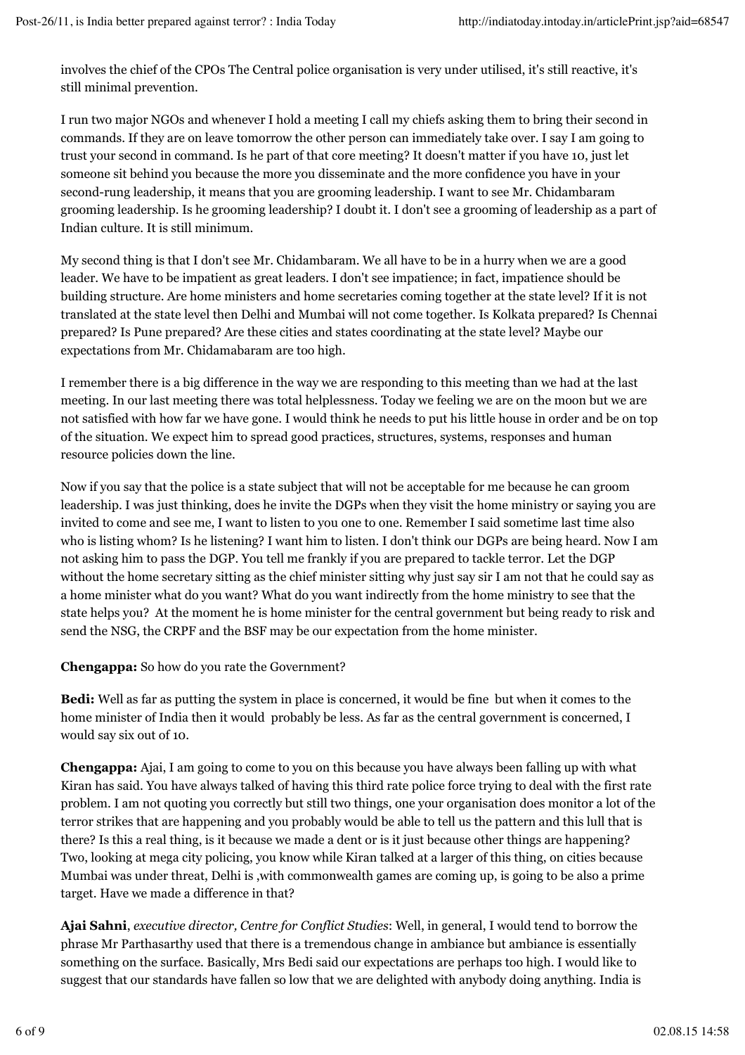involves the chief of the CPOs The Central police organisation is very under utilised, it's still reactive, it's still minimal prevention.

I run two major NGOs and whenever I hold a meeting I call my chiefs asking them to bring their second in commands. If they are on leave tomorrow the other person can immediately take over. I say I am going to trust your second in command. Is he part of that core meeting? It doesn't matter if you have 10, just let someone sit behind you because the more you disseminate and the more confidence you have in your second-rung leadership, it means that you are grooming leadership. I want to see Mr. Chidambaram grooming leadership. Is he grooming leadership? I doubt it. I don't see a grooming of leadership as a part of Indian culture. It is still minimum.

My second thing is that I don't see Mr. Chidambaram. We all have to be in a hurry when we are a good leader. We have to be impatient as great leaders. I don't see impatience; in fact, impatience should be building structure. Are home ministers and home secretaries coming together at the state level? If it is not translated at the state level then Delhi and Mumbai will not come together. Is Kolkata prepared? Is Chennai prepared? Is Pune prepared? Are these cities and states coordinating at the state level? Maybe our expectations from Mr. Chidamabaram are too high.

I remember there is a big difference in the way we are responding to this meeting than we had at the last meeting. In our last meeting there was total helplessness. Today we feeling we are on the moon but we are not satisfied with how far we have gone. I would think he needs to put his little house in order and be on top of the situation. We expect him to spread good practices, structures, systems, responses and human resource policies down the line.

Now if you say that the police is a state subject that will not be acceptable for me because he can groom leadership. I was just thinking, does he invite the DGPs when they visit the home ministry or saying you are invited to come and see me, I want to listen to you one to one. Remember I said sometime last time also who is listing whom? Is he listening? I want him to listen. I don't think our DGPs are being heard. Now I am not asking him to pass the DGP. You tell me frankly if you are prepared to tackle terror. Let the DGP without the home secretary sitting as the chief minister sitting why just say sir I am not that he could say as a home minister what do you want? What do you want indirectly from the home ministry to see that the state helps you? At the moment he is home minister for the central government but being ready to risk and send the NSG, the CRPF and the BSF may be our expectation from the home minister.

**Chengappa:** So how do you rate the Government?

**Bedi:** Well as far as putting the system in place is concerned, it would be fine but when it comes to the home minister of India then it would probably be less. As far as the central government is concerned, I would say six out of 10.

**Chengappa:** Ajai, I am going to come to you on this because you have always been falling up with what Kiran has said. You have always talked of having this third rate police force trying to deal with the first rate problem. I am not quoting you correctly but still two things, one your organisation does monitor a lot of the terror strikes that are happening and you probably would be able to tell us the pattern and this lull that is there? Is this a real thing, is it because we made a dent or is it just because other things are happening? Two, looking at mega city policing, you know while Kiran talked at a larger of this thing, on cities because Mumbai was under threat, Delhi is ,with commonwealth games are coming up, is going to be also a prime target. Have we made a difference in that?

**Ajai Sahni**, *executive director, Centre for Conflict Studies*: Well, in general, I would tend to borrow the phrase Mr Parthasarthy used that there is a tremendous change in ambiance but ambiance is essentially something on the surface. Basically, Mrs Bedi said our expectations are perhaps too high. I would like to suggest that our standards have fallen so low that we are delighted with anybody doing anything. India is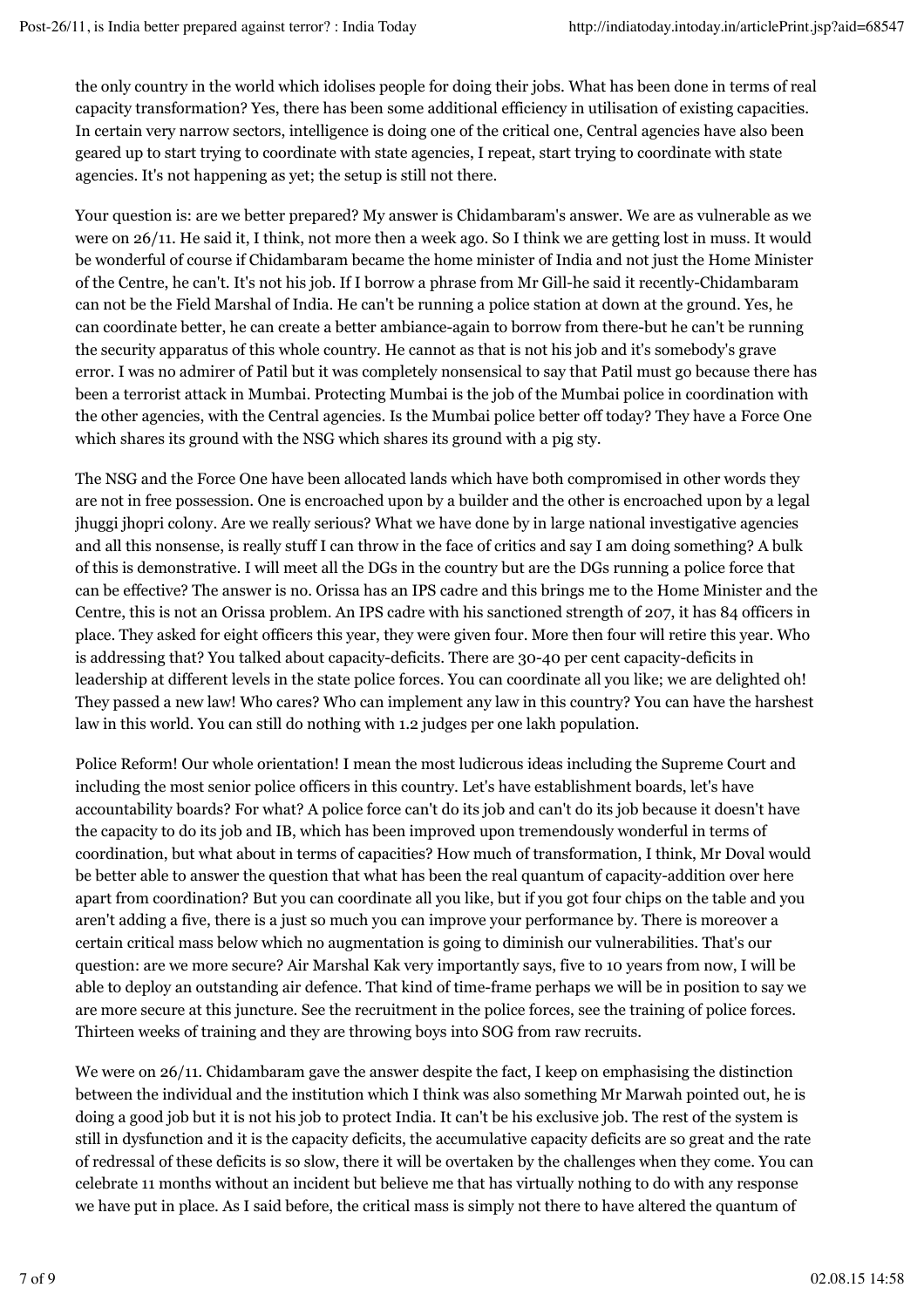the only country in the world which idolises people for doing their jobs. What has been done in terms of real capacity transformation? Yes, there has been some additional efficiency in utilisation of existing capacities. In certain very narrow sectors, intelligence is doing one of the critical one, Central agencies have also been geared up to start trying to coordinate with state agencies, I repeat, start trying to coordinate with state agencies. It's not happening as yet; the setup is still not there.

Your question is: are we better prepared? My answer is Chidambaram's answer. We are as vulnerable as we were on 26/11. He said it, I think, not more then a week ago. So I think we are getting lost in muss. It would be wonderful of course if Chidambaram became the home minister of India and not just the Home Minister of the Centre, he can't. It's not his job. If I borrow a phrase from Mr Gill-he said it recently-Chidambaram can not be the Field Marshal of India. He can't be running a police station at down at the ground. Yes, he can coordinate better, he can create a better ambiance-again to borrow from there-but he can't be running the security apparatus of this whole country. He cannot as that is not his job and it's somebody's grave error. I was no admirer of Patil but it was completely nonsensical to say that Patil must go because there has been a terrorist attack in Mumbai. Protecting Mumbai is the job of the Mumbai police in coordination with the other agencies, with the Central agencies. Is the Mumbai police better off today? They have a Force One which shares its ground with the NSG which shares its ground with a pig sty.

The NSG and the Force One have been allocated lands which have both compromised in other words they are not in free possession. One is encroached upon by a builder and the other is encroached upon by a legal jhuggi jhopri colony. Are we really serious? What we have done by in large national investigative agencies and all this nonsense, is really stuff I can throw in the face of critics and say I am doing something? A bulk of this is demonstrative. I will meet all the DGs in the country but are the DGs running a police force that can be effective? The answer is no. Orissa has an IPS cadre and this brings me to the Home Minister and the Centre, this is not an Orissa problem. An IPS cadre with his sanctioned strength of 207, it has 84 officers in place. They asked for eight officers this year, they were given four. More then four will retire this year. Who is addressing that? You talked about capacity-deficits. There are 30-40 per cent capacity-deficits in leadership at different levels in the state police forces. You can coordinate all you like; we are delighted oh! They passed a new law! Who cares? Who can implement any law in this country? You can have the harshest law in this world. You can still do nothing with 1.2 judges per one lakh population.

Police Reform! Our whole orientation! I mean the most ludicrous ideas including the Supreme Court and including the most senior police officers in this country. Let's have establishment boards, let's have accountability boards? For what? A police force can't do its job and can't do its job because it doesn't have the capacity to do its job and IB, which has been improved upon tremendously wonderful in terms of coordination, but what about in terms of capacities? How much of transformation, I think, Mr Doval would be better able to answer the question that what has been the real quantum of capacity-addition over here apart from coordination? But you can coordinate all you like, but if you got four chips on the table and you aren't adding a five, there is a just so much you can improve your performance by. There is moreover a certain critical mass below which no augmentation is going to diminish our vulnerabilities. That's our question: are we more secure? Air Marshal Kak very importantly says, five to 10 years from now, I will be able to deploy an outstanding air defence. That kind of time-frame perhaps we will be in position to say we are more secure at this juncture. See the recruitment in the police forces, see the training of police forces. Thirteen weeks of training and they are throwing boys into SOG from raw recruits.

We were on 26/11. Chidambaram gave the answer despite the fact, I keep on emphasising the distinction between the individual and the institution which I think was also something Mr Marwah pointed out, he is doing a good job but it is not his job to protect India. It can't be his exclusive job. The rest of the system is still in dysfunction and it is the capacity deficits, the accumulative capacity deficits are so great and the rate of redressal of these deficits is so slow, there it will be overtaken by the challenges when they come. You can celebrate 11 months without an incident but believe me that has virtually nothing to do with any response we have put in place. As I said before, the critical mass is simply not there to have altered the quantum of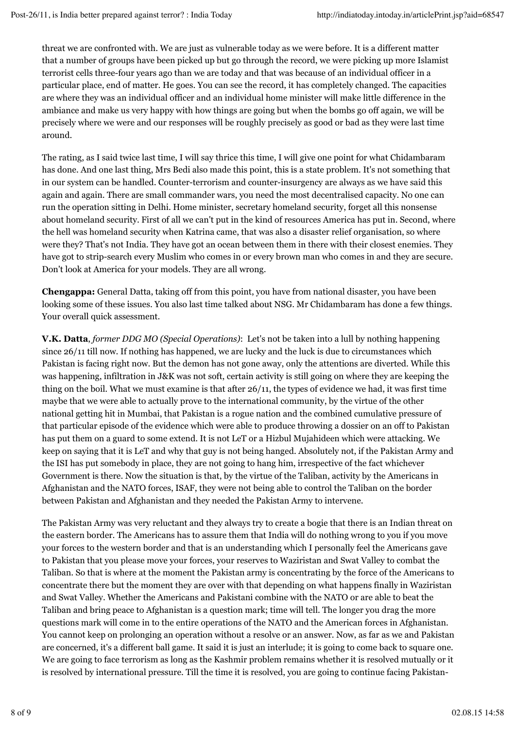threat we are confronted with. We are just as vulnerable today as we were before. It is a different matter that a number of groups have been picked up but go through the record, we were picking up more Islamist terrorist cells three-four years ago than we are today and that was because of an individual officer in a particular place, end of matter. He goes. You can see the record, it has completely changed. The capacities are where they was an individual officer and an individual home minister will make little difference in the ambiance and make us very happy with how things are going but when the bombs go off again, we will be precisely where we were and our responses will be roughly precisely as good or bad as they were last time around.

The rating, as I said twice last time, I will say thrice this time, I will give one point for what Chidambaram has done. And one last thing, Mrs Bedi also made this point, this is a state problem. It's not something that in our system can be handled. Counter-terrorism and counter-insurgency are always as we have said this again and again. There are small commander wars, you need the most decentralised capacity. No one can run the operation sitting in Delhi. Home minister, secretary homeland security, forget all this nonsense about homeland security. First of all we can't put in the kind of resources America has put in. Second, where the hell was homeland security when Katrina came, that was also a disaster relief organisation, so where were they? That's not India. They have got an ocean between them in there with their closest enemies. They have got to strip-search every Muslim who comes in or every brown man who comes in and they are secure. Don't look at America for your models. They are all wrong.

**Chengappa:** General Datta, taking off from this point, you have from national disaster, you have been looking some of these issues. You also last time talked about NSG. Mr Chidambaram has done a few things. Your overall quick assessment.

**V.K. Datta**, *former DDG MO (Special Operations)*: Let's not be taken into a lull by nothing happening since 26/11 till now. If nothing has happened, we are lucky and the luck is due to circumstances which Pakistan is facing right now. But the demon has not gone away, only the attentions are diverted. While this was happening, infiltration in J&K was not soft, certain activity is still going on where they are keeping the thing on the boil. What we must examine is that after 26/11, the types of evidence we had, it was first time maybe that we were able to actually prove to the international community, by the virtue of the other national getting hit in Mumbai, that Pakistan is a rogue nation and the combined cumulative pressure of that particular episode of the evidence which were able to produce throwing a dossier on an off to Pakistan has put them on a guard to some extend. It is not LeT or a Hizbul Mujahideen which were attacking. We keep on saying that it is LeT and why that guy is not being hanged. Absolutely not, if the Pakistan Army and the ISI has put somebody in place, they are not going to hang him, irrespective of the fact whichever Government is there. Now the situation is that, by the virtue of the Taliban, activity by the Americans in Afghanistan and the NATO forces, ISAF, they were not being able to control the Taliban on the border between Pakistan and Afghanistan and they needed the Pakistan Army to intervene.

The Pakistan Army was very reluctant and they always try to create a bogie that there is an Indian threat on the eastern border. The Americans has to assure them that India will do nothing wrong to you if you move your forces to the western border and that is an understanding which I personally feel the Americans gave to Pakistan that you please move your forces, your reserves to Waziristan and Swat Valley to combat the Taliban. So that is where at the moment the Pakistan army is concentrating by the force of the Americans to concentrate there but the moment they are over with that depending on what happens finally in Waziristan and Swat Valley. Whether the Americans and Pakistani combine with the NATO or are able to beat the Taliban and bring peace to Afghanistan is a question mark; time will tell. The longer you drag the more questions mark will come in to the entire operations of the NATO and the American forces in Afghanistan. You cannot keep on prolonging an operation without a resolve or an answer. Now, as far as we and Pakistan are concerned, it's a different ball game. It said it is just an interlude; it is going to come back to square one. We are going to face terrorism as long as the Kashmir problem remains whether it is resolved mutually or it is resolved by international pressure. Till the time it is resolved, you are going to continue facing Pakistan-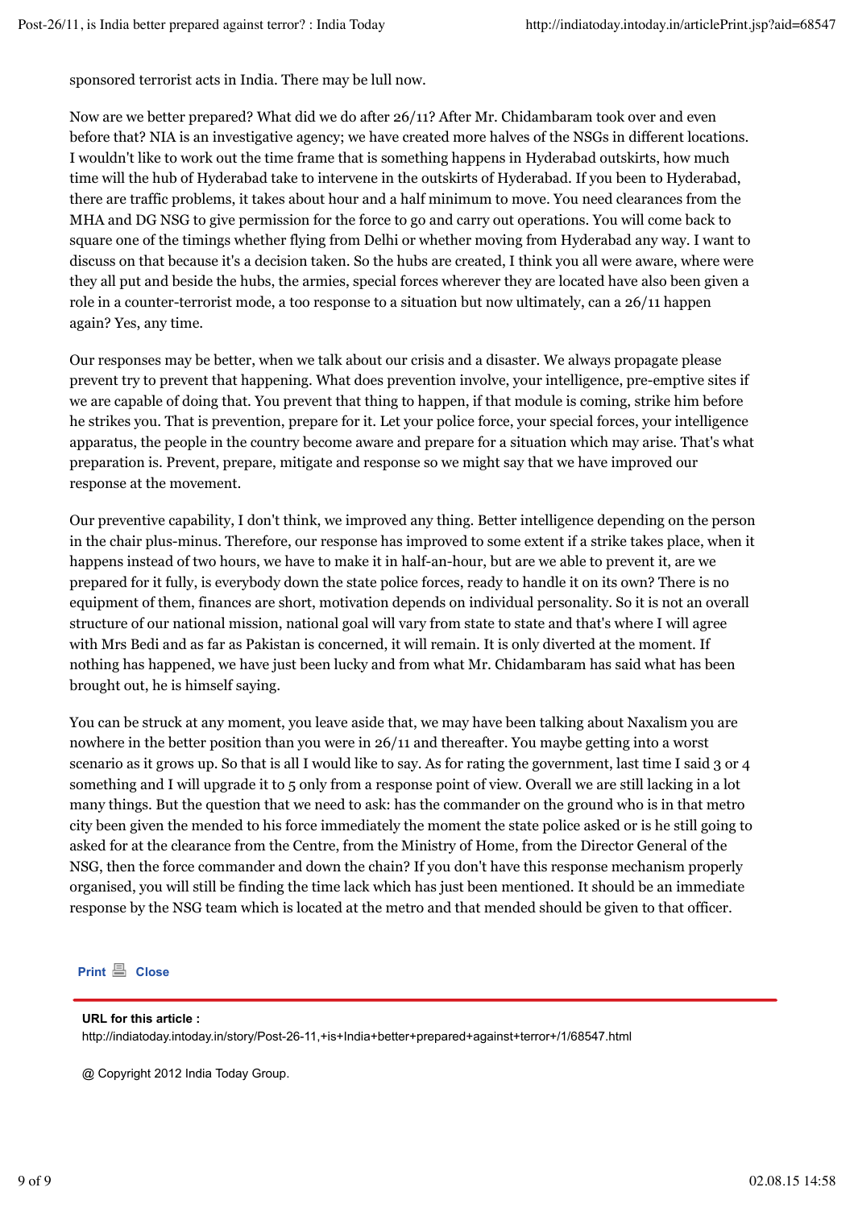sponsored terrorist acts in India. There may be lull now.

Now are we better prepared? What did we do after 26/11? After Mr. Chidambaram took over and even before that? NIA is an investigative agency; we have created more halves of the NSGs in different locations. I wouldn't like to work out the time frame that is something happens in Hyderabad outskirts, how much time will the hub of Hyderabad take to intervene in the outskirts of Hyderabad. If you been to Hyderabad, there are traffic problems, it takes about hour and a half minimum to move. You need clearances from the MHA and DG NSG to give permission for the force to go and carry out operations. You will come back to square one of the timings whether flying from Delhi or whether moving from Hyderabad any way. I want to discuss on that because it's a decision taken. So the hubs are created, I think you all were aware, where were they all put and beside the hubs, the armies, special forces wherever they are located have also been given a role in a counter-terrorist mode, a too response to a situation but now ultimately, can a 26/11 happen again? Yes, any time.

Our responses may be better, when we talk about our crisis and a disaster. We always propagate please prevent try to prevent that happening. What does prevention involve, your intelligence, pre-emptive sites if we are capable of doing that. You prevent that thing to happen, if that module is coming, strike him before he strikes you. That is prevention, prepare for it. Let your police force, your special forces, your intelligence apparatus, the people in the country become aware and prepare for a situation which may arise. That's what preparation is. Prevent, prepare, mitigate and response so we might say that we have improved our response at the movement.

Our preventive capability, I don't think, we improved any thing. Better intelligence depending on the person in the chair plus-minus. Therefore, our response has improved to some extent if a strike takes place, when it happens instead of two hours, we have to make it in half-an-hour, but are we able to prevent it, are we prepared for it fully, is everybody down the state police forces, ready to handle it on its own? There is no equipment of them, finances are short, motivation depends on individual personality. So it is not an overall structure of our national mission, national goal will vary from state to state and that's where I will agree with Mrs Bedi and as far as Pakistan is concerned, it will remain. It is only diverted at the moment. If nothing has happened, we have just been lucky and from what Mr. Chidambaram has said what has been brought out, he is himself saying.

You can be struck at any moment, you leave aside that, we may have been talking about Naxalism you are nowhere in the better position than you were in 26/11 and thereafter. You maybe getting into a worst scenario as it grows up. So that is all I would like to say. As for rating the government, last time I said 3 or 4 something and I will upgrade it to 5 only from a response point of view. Overall we are still lacking in a lot many things. But the question that we need to ask: has the commander on the ground who is in that metro city been given the mended to his force immediately the moment the state police asked or is he still going to asked for at the clearance from the Centre, from the Ministry of Home, from the Director General of the NSG, then the force commander and down the chain? If you don't have this response mechanism properly organised, you will still be finding the time lack which has just been mentioned. It should be an immediate response by the NSG team which is located at the metro and that mended should be given to that officer.

**URL for this article :**
http://indiatoday.intoday.in/story/Post-26-11,+is+India+better+prepared+against+terror+/1/68547.html

@ Copyright 2012 India Today Group.